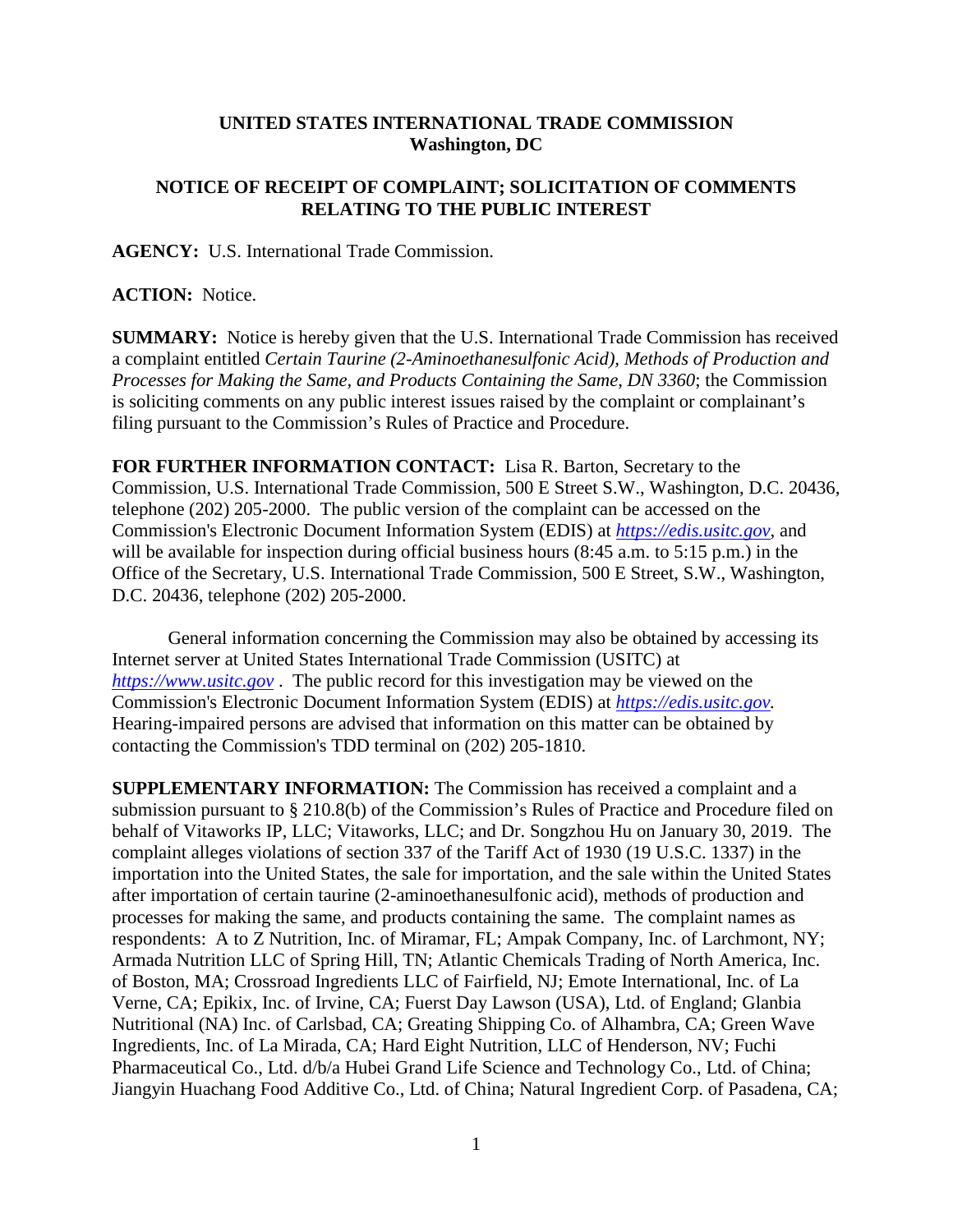**UNITED STATES INTERNATIONAL TRADE COMMISSION**
**Washington, DC**

**NOTICE OF RECEIPT OF COMPLAINT; SOLICITATION OF COMMENTS RELATING TO THE PUBLIC INTEREST**

**AGENCY:** U.S. International Trade Commission.

**ACTION:** Notice.

**SUMMARY:** Notice is hereby given that the U.S. International Trade Commission has received a complaint entitled *Certain Taurine (2-Aminoethanesulfonic Acid), Methods of Production and Processes for Making the Same, and Products Containing the Same, DN 3360*; the Commission is soliciting comments on any public interest issues raised by the complaint or complainant's filing pursuant to the Commission's Rules of Practice and Procedure.

**FOR FURTHER INFORMATION CONTACT:** Lisa R. Barton, Secretary to the Commission, U.S. International Trade Commission, 500 E Street S.W., Washington, D.C. 20436, telephone (202) 205-2000. The public version of the complaint can be accessed on the Commission's Electronic Document Information System (EDIS) at *https://edis.usitc.gov*, and will be available for inspection during official business hours (8:45 a.m. to 5:15 p.m.) in the Office of the Secretary, U.S. International Trade Commission, 500 E Street, S.W., Washington, D.C. 20436, telephone (202) 205-2000.

General information concerning the Commission may also be obtained by accessing its Internet server at United States International Trade Commission (USITC) at *https://www.usitc.gov* . The public record for this investigation may be viewed on the Commission's Electronic Document Information System (EDIS) at *https://edis.usitc.gov.* Hearing-impaired persons are advised that information on this matter can be obtained by contacting the Commission's TDD terminal on (202) 205-1810.

**SUPPLEMENTARY INFORMATION:** The Commission has received a complaint and a submission pursuant to § 210.8(b) of the Commission's Rules of Practice and Procedure filed on behalf of Vitaworks IP, LLC; Vitaworks, LLC; and Dr. Songzhou Hu on January 30, 2019. The complaint alleges violations of section 337 of the Tariff Act of 1930 (19 U.S.C. 1337) in the importation into the United States, the sale for importation, and the sale within the United States after importation of certain taurine (2-aminoethanesulfonic acid), methods of production and processes for making the same, and products containing the same. The complaint names as respondents: A to Z Nutrition, Inc. of Miramar, FL; Ampak Company, Inc. of Larchmont, NY; Armada Nutrition LLC of Spring Hill, TN; Atlantic Chemicals Trading of North America, Inc. of Boston, MA; Crossroad Ingredients LLC of Fairfield, NJ; Emote International, Inc. of La Verne, CA; Epikix, Inc. of Irvine, CA; Fuerst Day Lawson (USA), Ltd. of England; Glanbia Nutritional (NA) Inc. of Carlsbad, CA; Greating Shipping Co. of Alhambra, CA; Green Wave Ingredients, Inc. of La Mirada, CA; Hard Eight Nutrition, LLC of Henderson, NV; Fuchi Pharmaceutical Co., Ltd. d/b/a Hubei Grand Life Science and Technology Co., Ltd. of China; Jiangyin Huachang Food Additive Co., Ltd. of China; Natural Ingredient Corp. of Pasadena, CA;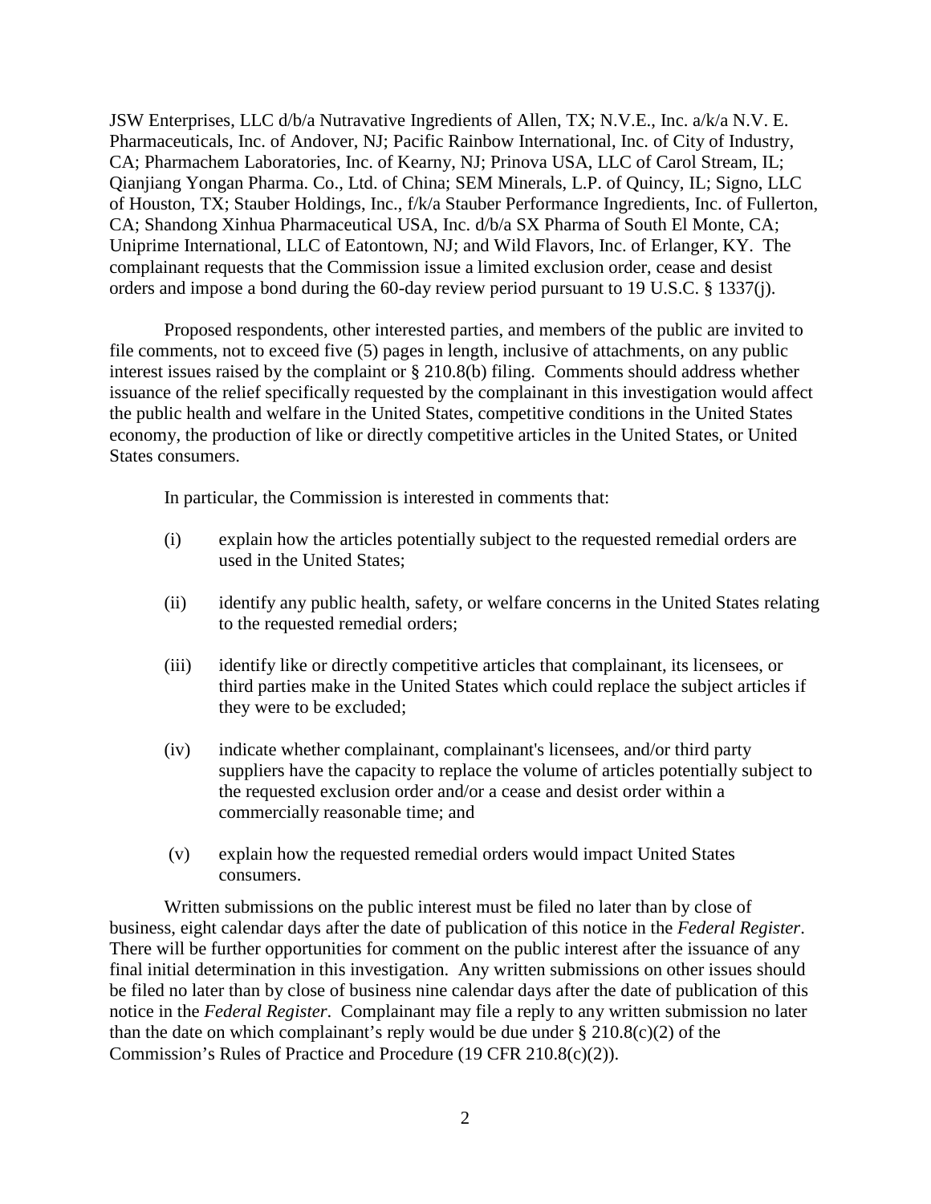JSW Enterprises, LLC d/b/a Nutravative Ingredients of Allen, TX; N.V.E., Inc. a/k/a N.V. E. Pharmaceuticals, Inc. of Andover, NJ; Pacific Rainbow International, Inc. of City of Industry, CA; Pharmachem Laboratories, Inc. of Kearny, NJ; Prinova USA, LLC of Carol Stream, IL; Qianjiang Yongan Pharma. Co., Ltd. of China; SEM Minerals, L.P. of Quincy, IL; Signo, LLC of Houston, TX; Stauber Holdings, Inc., f/k/a Stauber Performance Ingredients, Inc. of Fullerton, CA; Shandong Xinhua Pharmaceutical USA, Inc. d/b/a SX Pharma of South El Monte, CA; Uniprime International, LLC of Eatontown, NJ; and Wild Flavors, Inc. of Erlanger, KY. The complainant requests that the Commission issue a limited exclusion order, cease and desist orders and impose a bond during the 60-day review period pursuant to 19 U.S.C. § 1337(j).

Proposed respondents, other interested parties, and members of the public are invited to file comments, not to exceed five (5) pages in length, inclusive of attachments, on any public interest issues raised by the complaint or § 210.8(b) filing. Comments should address whether issuance of the relief specifically requested by the complainant in this investigation would affect the public health and welfare in the United States, competitive conditions in the United States economy, the production of like or directly competitive articles in the United States, or United States consumers.

In particular, the Commission is interested in comments that:

(i) explain how the articles potentially subject to the requested remedial orders are used in the United States;

(ii) identify any public health, safety, or welfare concerns in the United States relating to the requested remedial orders;

(iii) identify like or directly competitive articles that complainant, its licensees, or third parties make in the United States which could replace the subject articles if they were to be excluded;

(iv) indicate whether complainant, complainant's licensees, and/or third party suppliers have the capacity to replace the volume of articles potentially subject to the requested exclusion order and/or a cease and desist order within a commercially reasonable time; and

(v) explain how the requested remedial orders would impact United States consumers.

Written submissions on the public interest must be filed no later than by close of business, eight calendar days after the date of publication of this notice in the *Federal Register*. There will be further opportunities for comment on the public interest after the issuance of any final initial determination in this investigation. Any written submissions on other issues should be filed no later than by close of business nine calendar days after the date of publication of this notice in the *Federal Register*. Complainant may file a reply to any written submission no later than the date on which complainant's reply would be due under § 210.8(c)(2) of the Commission's Rules of Practice and Procedure (19 CFR 210.8(c)(2)).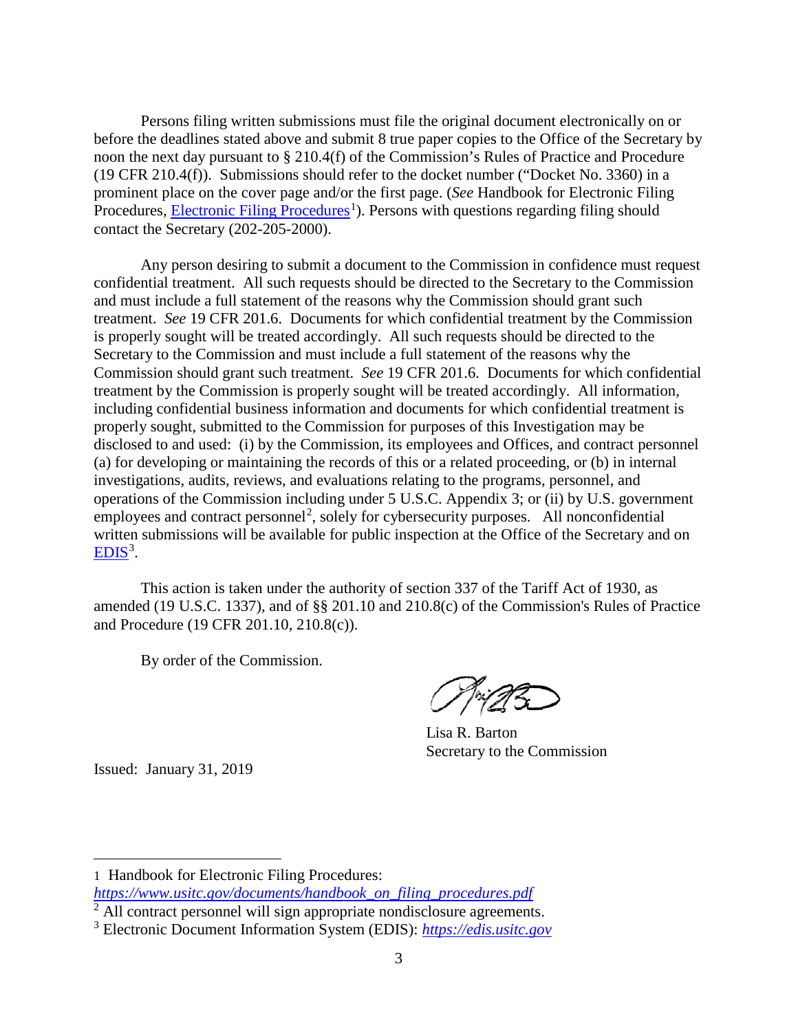Persons filing written submissions must file the original document electronically on or before the deadlines stated above and submit 8 true paper copies to the Office of the Secretary by noon the next day pursuant to § 210.4(f) of the Commission's Rules of Practice and Procedure (19 CFR 210.4(f)). Submissions should refer to the docket number ("Docket No. 3360) in a prominent place on the cover page and/or the first page. (*See* Handbook for Electronic Filing Procedures, Electronic Filing Procedures[1]). Persons with questions regarding filing should contact the Secretary (202-205-2000).

Any person desiring to submit a document to the Commission in confidence must request confidential treatment. All such requests should be directed to the Secretary to the Commission and must include a full statement of the reasons why the Commission should grant such treatment. *See* 19 CFR 201.6. Documents for which confidential treatment by the Commission is properly sought will be treated accordingly. All such requests should be directed to the Secretary to the Commission and must include a full statement of the reasons why the Commission should grant such treatment. *See* 19 CFR 201.6. Documents for which confidential treatment by the Commission is properly sought will be treated accordingly. All information, including confidential business information and documents for which confidential treatment is properly sought, submitted to the Commission for purposes of this Investigation may be disclosed to and used: (i) by the Commission, its employees and Offices, and contract personnel (a) for developing or maintaining the records of this or a related proceeding, or (b) in internal investigations, audits, reviews, and evaluations relating to the programs, personnel, and operations of the Commission including under 5 U.S.C. Appendix 3; or (ii) by U.S. government employees and contract personnel[2], solely for cybersecurity purposes. All nonconfidential written submissions will be available for public inspection at the Office of the Secretary and on EDIS[3].

This action is taken under the authority of section 337 of the Tariff Act of 1930, as amended (19 U.S.C. 1337), and of §§ 201.10 and 210.8(c) of the Commission's Rules of Practice and Procedure (19 CFR 201.10, 210.8(c)).

By order of the Commission.

Lisa R. Barton
Secretary to the Commission

Issued: January 31, 2019

---

1 Handbook for Electronic Filing Procedures: *https://www.usitc.gov/documents/handbook_on_filing_procedures.pdf*

2 All contract personnel will sign appropriate nondisclosure agreements.

3 Electronic Document Information System (EDIS): *https://edis.usitc.gov*